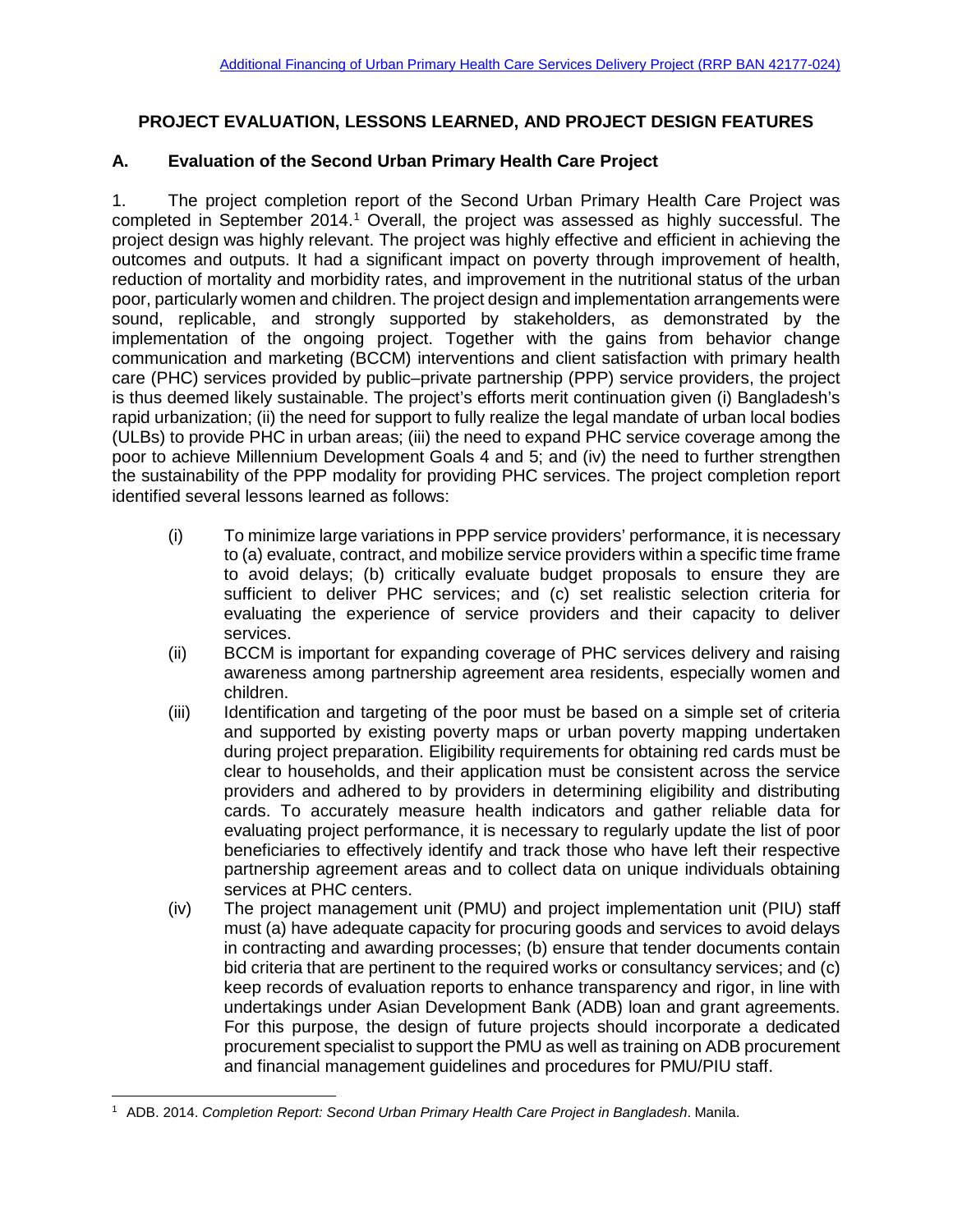# PROJECT EVALUATION, LESSONS LEARNED, AND PROJECT DESIGN FEATURES

## A. Evaluation of the Second Urban Primary Health Care Project

1. The project completion report of the Second Urban Primary Health Care Project was completed in September 2014.[1] Overall, the project was assessed as highly successful. The project design was highly relevant. The project was highly effective and efficient in achieving the outcomes and outputs. It had a significant impact on poverty through improvement of health, reduction of mortality and morbidity rates, and improvement in the nutritional status of the urban poor, particularly women and children. The project design and implementation arrangements were sound, replicable, and strongly supported by stakeholders, as demonstrated by the implementation of the ongoing project. Together with the gains from behavior change communication and marketing (BCCM) interventions and client satisfaction with primary health care (PHC) services provided by public–private partnership (PPP) service providers, the project is thus deemed likely sustainable. The project's efforts merit continuation given (i) Bangladesh's rapid urbanization; (ii) the need for support to fully realize the legal mandate of urban local bodies (ULBs) to provide PHC in urban areas; (iii) the need to expand PHC service coverage among the poor to achieve Millennium Development Goals 4 and 5; and (iv) the need to further strengthen the sustainability of the PPP modality for providing PHC services. The project completion report identified several lessons learned as follows:

(i) To minimize large variations in PPP service providers' performance, it is necessary to (a) evaluate, contract, and mobilize service providers within a specific time frame to avoid delays; (b) critically evaluate budget proposals to ensure they are sufficient to deliver PHC services; and (c) set realistic selection criteria for evaluating the experience of service providers and their capacity to deliver services.

(ii) BCCM is important for expanding coverage of PHC services delivery and raising awareness among partnership agreement area residents, especially women and children.

(iii) Identification and targeting of the poor must be based on a simple set of criteria and supported by existing poverty maps or urban poverty mapping undertaken during project preparation. Eligibility requirements for obtaining red cards must be clear to households, and their application must be consistent across the service providers and adhered to by providers in determining eligibility and distributing cards. To accurately measure health indicators and gather reliable data for evaluating project performance, it is necessary to regularly update the list of poor beneficiaries to effectively identify and track those who have left their respective partnership agreement areas and to collect data on unique individuals obtaining services at PHC centers.

(iv) The project management unit (PMU) and project implementation unit (PIU) staff must (a) have adequate capacity for procuring goods and services to avoid delays in contracting and awarding processes; (b) ensure that tender documents contain bid criteria that are pertinent to the required works or consultancy services; and (c) keep records of evaluation reports to enhance transparency and rigor, in line with undertakings under Asian Development Bank (ADB) loan and grant agreements. For this purpose, the design of future projects should incorporate a dedicated procurement specialist to support the PMU as well as training on ADB procurement and financial management guidelines and procedures for PMU/PIU staff.

[1] ADB. 2014. *Completion Report: Second Urban Primary Health Care Project in Bangladesh*. Manila.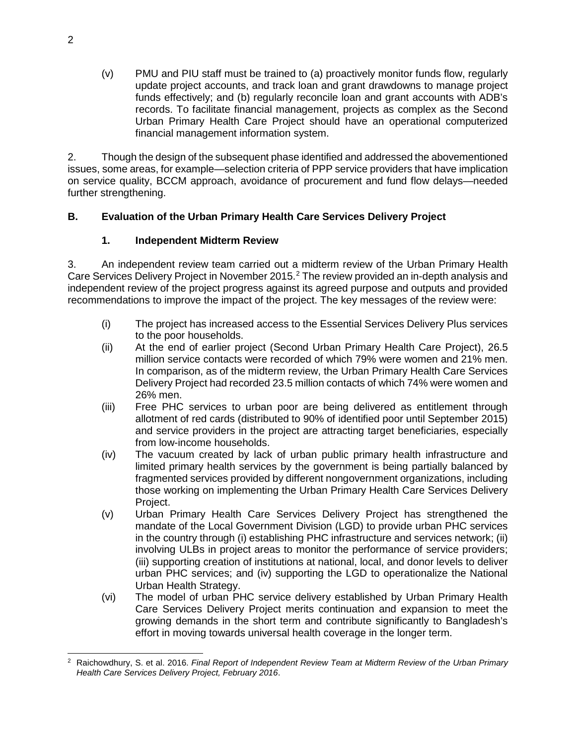(v) PMU and PIU staff must be trained to (a) proactively monitor funds flow, regularly update project accounts, and track loan and grant drawdowns to manage project funds effectively; and (b) regularly reconcile loan and grant accounts with ADB's records. To facilitate financial management, projects as complex as the Second Urban Primary Health Care Project should have an operational computerized financial management information system.

2. Though the design of the subsequent phase identified and addressed the abovementioned issues, some areas, for example—selection criteria of PPP service providers that have implication on service quality, BCCM approach, avoidance of procurement and fund flow delays—needed further strengthening.

## B. Evaluation of the Urban Primary Health Care Services Delivery Project

### 1. Independent Midterm Review

3. An independent review team carried out a midterm review of the Urban Primary Health Care Services Delivery Project in November 2015.[2] The review provided an in-depth analysis and independent review of the project progress against its agreed purpose and outputs and provided recommendations to improve the impact of the project. The key messages of the review were:

(i) The project has increased access to the Essential Services Delivery Plus services to the poor households.

(ii) At the end of earlier project (Second Urban Primary Health Care Project), 26.5 million service contacts were recorded of which 79% were women and 21% men. In comparison, as of the midterm review, the Urban Primary Health Care Services Delivery Project had recorded 23.5 million contacts of which 74% were women and 26% men.

(iii) Free PHC services to urban poor are being delivered as entitlement through allotment of red cards (distributed to 90% of identified poor until September 2015) and service providers in the project are attracting target beneficiaries, especially from low-income households.

(iv) The vacuum created by lack of urban public primary health infrastructure and limited primary health services by the government is being partially balanced by fragmented services provided by different nongovernment organizations, including those working on implementing the Urban Primary Health Care Services Delivery Project.

(v) Urban Primary Health Care Services Delivery Project has strengthened the mandate of the Local Government Division (LGD) to provide urban PHC services in the country through (i) establishing PHC infrastructure and services network; (ii) involving ULBs in project areas to monitor the performance of service providers; (iii) supporting creation of institutions at national, local, and donor levels to deliver urban PHC services; and (iv) supporting the LGD to operationalize the National Urban Health Strategy.

(vi) The model of urban PHC service delivery established by Urban Primary Health Care Services Delivery Project merits continuation and expansion to meet the growing demands in the short term and contribute significantly to Bangladesh's effort in moving towards universal health coverage in the longer term.

---

[2] Raichowdhury, S. et al. 2016. *Final Report of Independent Review Team at Midterm Review of the Urban Primary Health Care Services Delivery Project, February 2016*.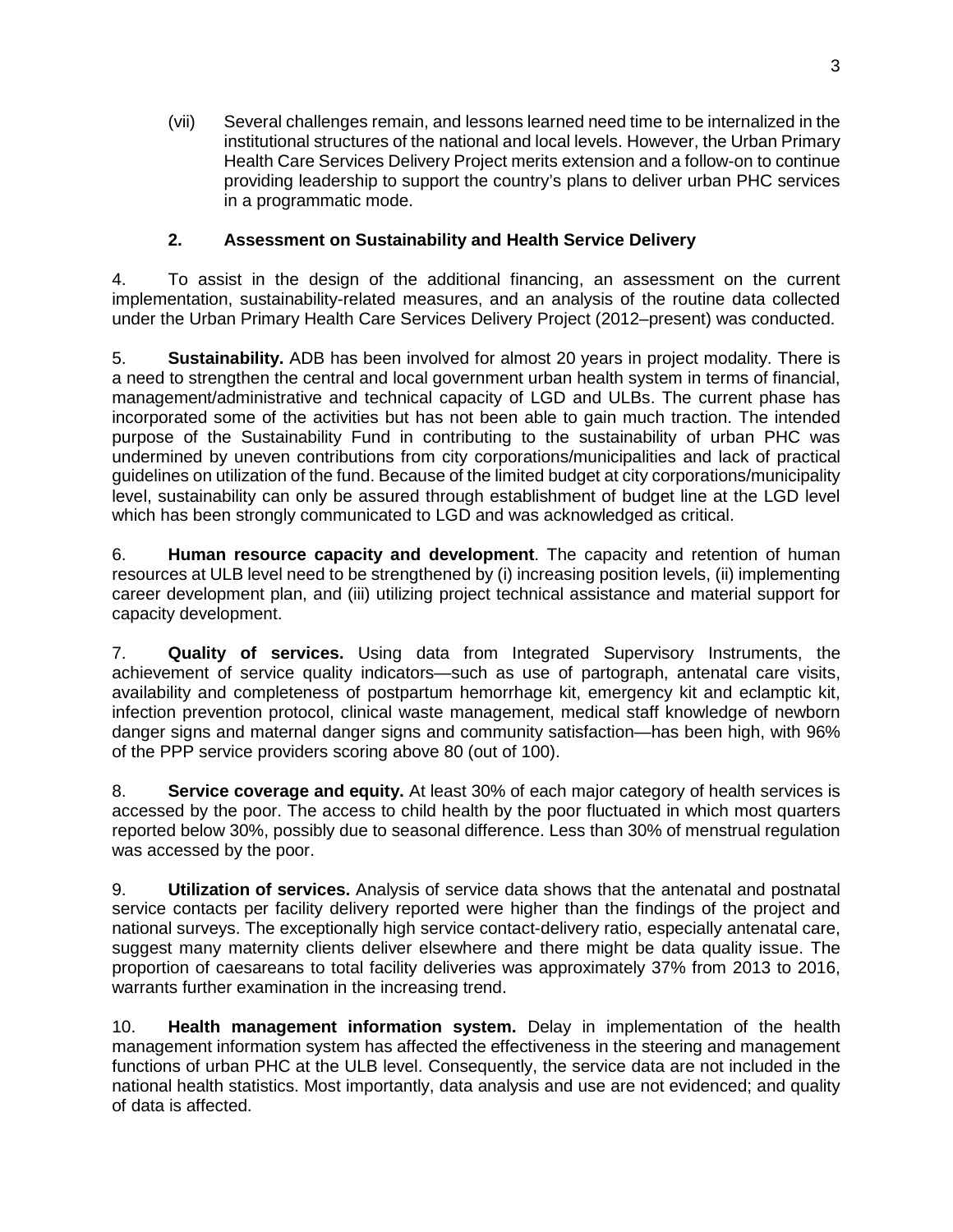(vii) Several challenges remain, and lessons learned need time to be internalized in the institutional structures of the national and local levels. However, the Urban Primary Health Care Services Delivery Project merits extension and a follow-on to continue providing leadership to support the country's plans to deliver urban PHC services in a programmatic mode.

### 2. Assessment on Sustainability and Health Service Delivery

4. To assist in the design of the additional financing, an assessment on the current implementation, sustainability-related measures, and an analysis of the routine data collected under the Urban Primary Health Care Services Delivery Project (2012–present) was conducted.

5. **Sustainability.** ADB has been involved for almost 20 years in project modality. There is a need to strengthen the central and local government urban health system in terms of financial, management/administrative and technical capacity of LGD and ULBs. The current phase has incorporated some of the activities but has not been able to gain much traction. The intended purpose of the Sustainability Fund in contributing to the sustainability of urban PHC was undermined by uneven contributions from city corporations/municipalities and lack of practical guidelines on utilization of the fund. Because of the limited budget at city corporations/municipality level, sustainability can only be assured through establishment of budget line at the LGD level which has been strongly communicated to LGD and was acknowledged as critical.

6. **Human resource capacity and development**. The capacity and retention of human resources at ULB level need to be strengthened by (i) increasing position levels, (ii) implementing career development plan, and (iii) utilizing project technical assistance and material support for capacity development.

7. **Quality of services.** Using data from Integrated Supervisory Instruments, the achievement of service quality indicators—such as use of partograph, antenatal care visits, availability and completeness of postpartum hemorrhage kit, emergency kit and eclamptic kit, infection prevention protocol, clinical waste management, medical staff knowledge of newborn danger signs and maternal danger signs and community satisfaction—has been high, with 96% of the PPP service providers scoring above 80 (out of 100).

8. **Service coverage and equity.** At least 30% of each major category of health services is accessed by the poor. The access to child health by the poor fluctuated in which most quarters reported below 30%, possibly due to seasonal difference. Less than 30% of menstrual regulation was accessed by the poor.

9. **Utilization of services.** Analysis of service data shows that the antenatal and postnatal service contacts per facility delivery reported were higher than the findings of the project and national surveys. The exceptionally high service contact-delivery ratio, especially antenatal care, suggest many maternity clients deliver elsewhere and there might be data quality issue. The proportion of caesareans to total facility deliveries was approximately 37% from 2013 to 2016, warrants further examination in the increasing trend.

10. **Health management information system.** Delay in implementation of the health management information system has affected the effectiveness in the steering and management functions of urban PHC at the ULB level. Consequently, the service data are not included in the national health statistics. Most importantly, data analysis and use are not evidenced; and quality of data is affected.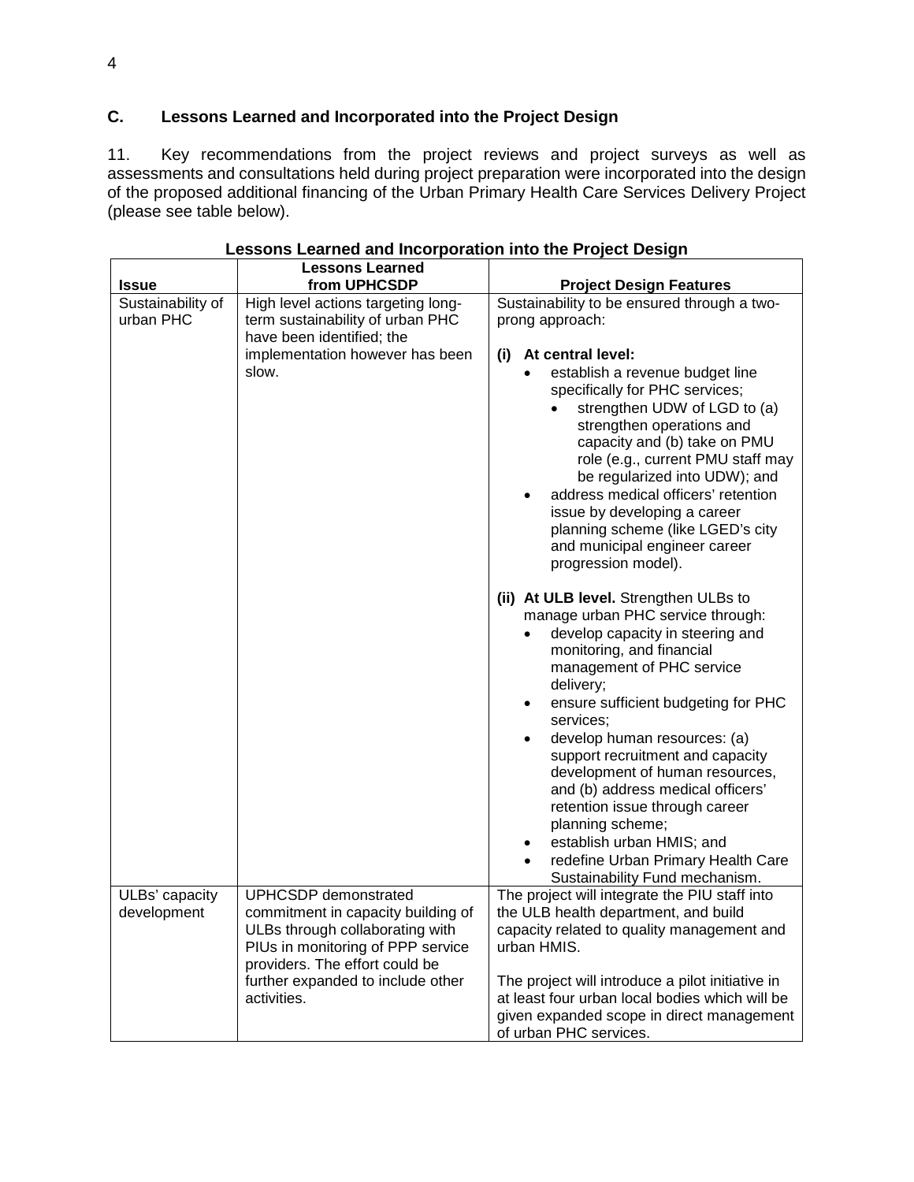### C. Lessons Learned and Incorporated into the Project Design

11. Key recommendations from the project reviews and project surveys as well as assessments and consultations held during project preparation were incorporated into the design of the proposed additional financing of the Urban Primary Health Care Services Delivery Project (please see table below).

**Lessons Learned and Incorporation into the Project Design**

| Issue | Lessons Learned from UPHCSDP | Project Design Features |
|---|---|---|
| Sustainability of urban PHC | High level actions targeting long-term sustainability of urban PHC have been identified; the implementation however has been slow. | Sustainability to be ensured through a two-prong approach:<br><br>**(i) At central level:**<br>• establish a revenue budget line specifically for PHC services;<br>&nbsp;&nbsp;• strengthen UDW of LGD to (a) strengthen operations and capacity and (b) take on PMU role (e.g., current PMU staff may be regularized into UDW); and<br>• address medical officers' retention issue by developing a career planning scheme (like LGED's city and municipal engineer career progression model).<br><br>**(ii) At ULB level.** Strengthen ULBs to manage urban PHC service through:<br>• develop capacity in steering and monitoring, and financial management of PHC service delivery;<br>• ensure sufficient budgeting for PHC services;<br>• develop human resources: (a) support recruitment and capacity development of human resources, and (b) address medical officers' retention issue through career planning scheme;<br>• establish urban HMIS; and<br>• redefine Urban Primary Health Care Sustainability Fund mechanism. |
| ULBs' capacity development | UPHCSDP demonstrated commitment in capacity building of ULBs through collaborating with PIUs in monitoring of PPP service providers. The effort could be further expanded to include other activities. | The project will integrate the PIU staff into the ULB health department, and build capacity related to quality management and urban HMIS.<br><br>The project will introduce a pilot initiative in at least four urban local bodies which will be given expanded scope in direct management of urban PHC services. |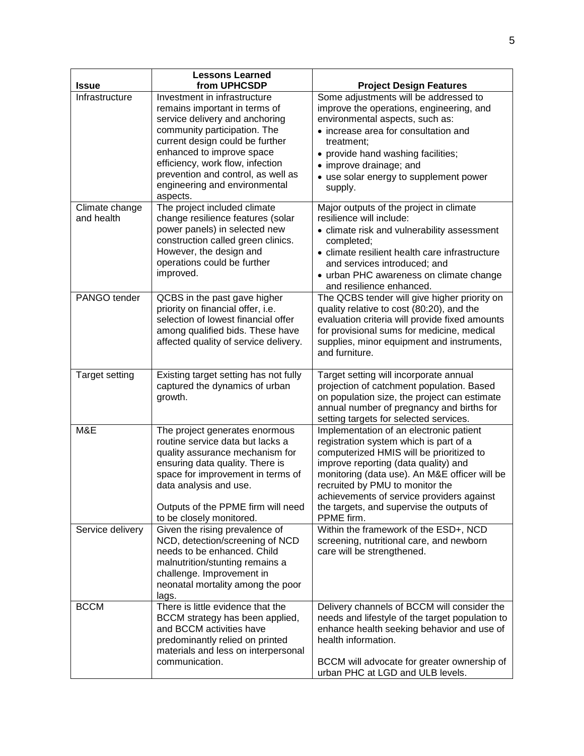| Issue | Lessons Learned from UPHCSDP | Project Design Features |
|---|---|---|
| Infrastructure | Investment in infrastructure remains important in terms of service delivery and anchoring community participation. The current design could be further enhanced to improve space efficiency, work flow, infection prevention and control, as well as engineering and environmental aspects. | Some adjustments will be addressed to improve the operations, engineering, and environmental aspects, such as:<br>• increase area for consultation and treatment;<br>• provide hand washing facilities;<br>• improve drainage; and<br>• use solar energy to supplement power supply. |
| Climate change and health | The project included climate change resilience features (solar power panels) in selected new construction called green clinics. However, the design and operations could be further improved. | Major outputs of the project in climate resilience will include:<br>• climate risk and vulnerability assessment completed;<br>• climate resilient health care infrastructure and services introduced; and<br>• urban PHC awareness on climate change and resilience enhanced. |
| PANGO tender | QCBS in the past gave higher priority on financial offer, i.e. selection of lowest financial offer among qualified bids. These have affected quality of service delivery. | The QCBS tender will give higher priority on quality relative to cost (80:20), and the evaluation criteria will provide fixed amounts for provisional sums for medicine, medical supplies, minor equipment and instruments, and furniture. |
| Target setting | Existing target setting has not fully captured the dynamics of urban growth. | Target setting will incorporate annual projection of catchment population. Based on population size, the project can estimate annual number of pregnancy and births for setting targets for selected services. |
| M&E | The project generates enormous routine service data but lacks a quality assurance mechanism for ensuring data quality. There is space for improvement in terms of data analysis and use.<br><br>Outputs of the PPME firm will need to be closely monitored. | Implementation of an electronic patient registration system which is part of a computerized HMIS will be prioritized to improve reporting (data quality) and monitoring (data use). An M&E officer will be recruited by PMU to monitor the achievements of service providers against the targets, and supervise the outputs of PPME firm. |
| Service delivery | Given the rising prevalence of NCD, detection/screening of NCD needs to be enhanced. Child malnutrition/stunting remains a challenge. Improvement in neonatal mortality among the poor lags. | Within the framework of the ESD+, NCD screening, nutritional care, and newborn care will be strengthened. |
| BCCM | There is little evidence that the BCCM strategy has been applied, and BCCM activities have predominantly relied on printed materials and less on interpersonal communication. | Delivery channels of BCCM will consider the needs and lifestyle of the target population to enhance health seeking behavior and use of health information.<br><br>BCCM will advocate for greater ownership of urban PHC at LGD and ULB levels. |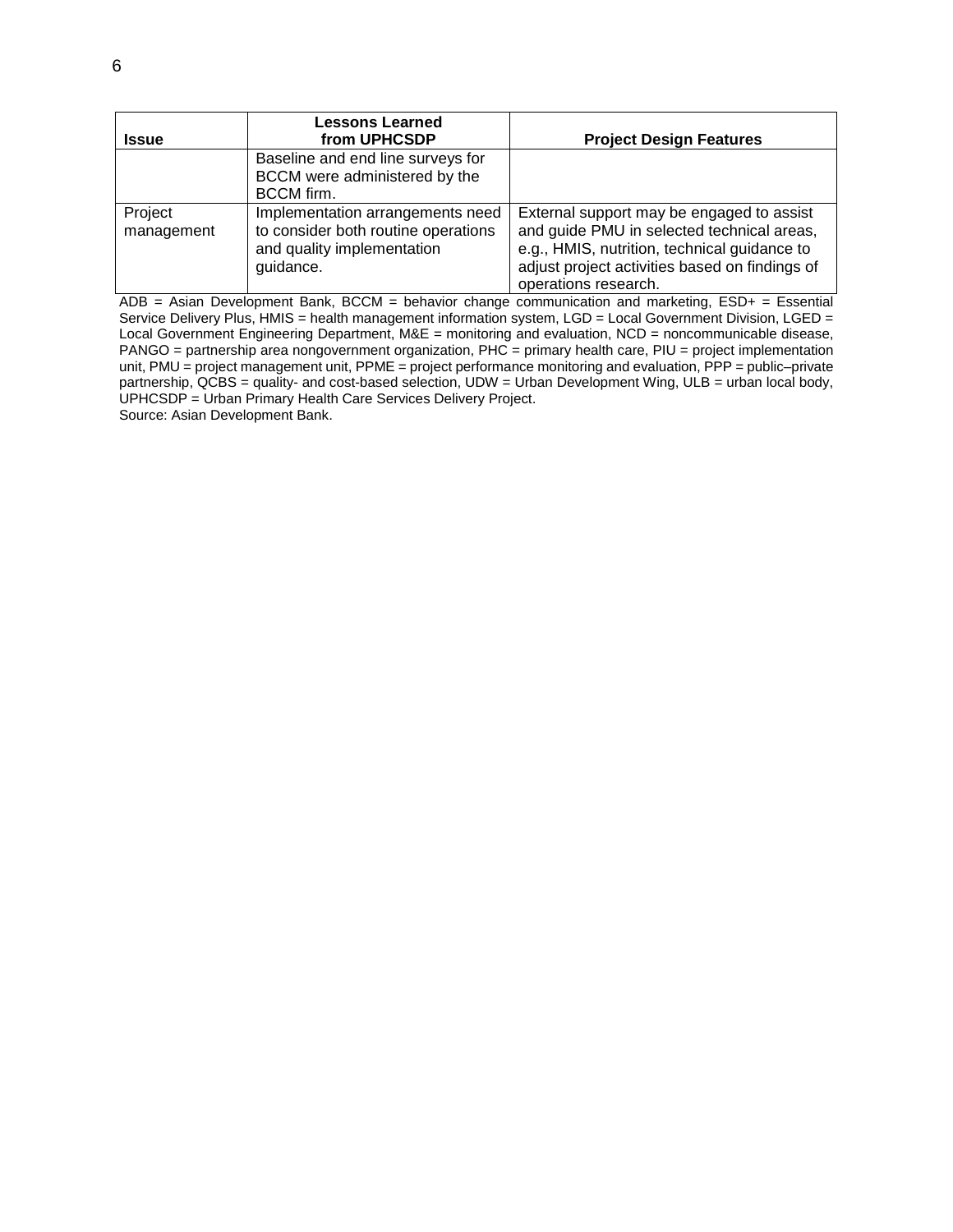| Issue | Lessons Learned from UPHCSDP | Project Design Features |
|---|---|---|
| | Baseline and end line surveys for BCCM were administered by the BCCM firm. | |
| Project management | Implementation arrangements need to consider both routine operations and quality implementation guidance. | External support may be engaged to assist and guide PMU in selected technical areas, e.g., HMIS, nutrition, technical guidance to adjust project activities based on findings of operations research. |

ADB = Asian Development Bank, BCCM = behavior change communication and marketing, ESD+ = Essential Service Delivery Plus, HMIS = health management information system, LGD = Local Government Division, LGED = Local Government Engineering Department, M&E = monitoring and evaluation, NCD = noncommunicable disease, PANGO = partnership area nongovernment organization, PHC = primary health care, PIU = project implementation unit, PMU = project management unit, PPME = project performance monitoring and evaluation, PPP = public–private partnership, QCBS = quality- and cost-based selection, UDW = Urban Development Wing, ULB = urban local body, UPHCSDP = Urban Primary Health Care Services Delivery Project.

Source: Asian Development Bank.